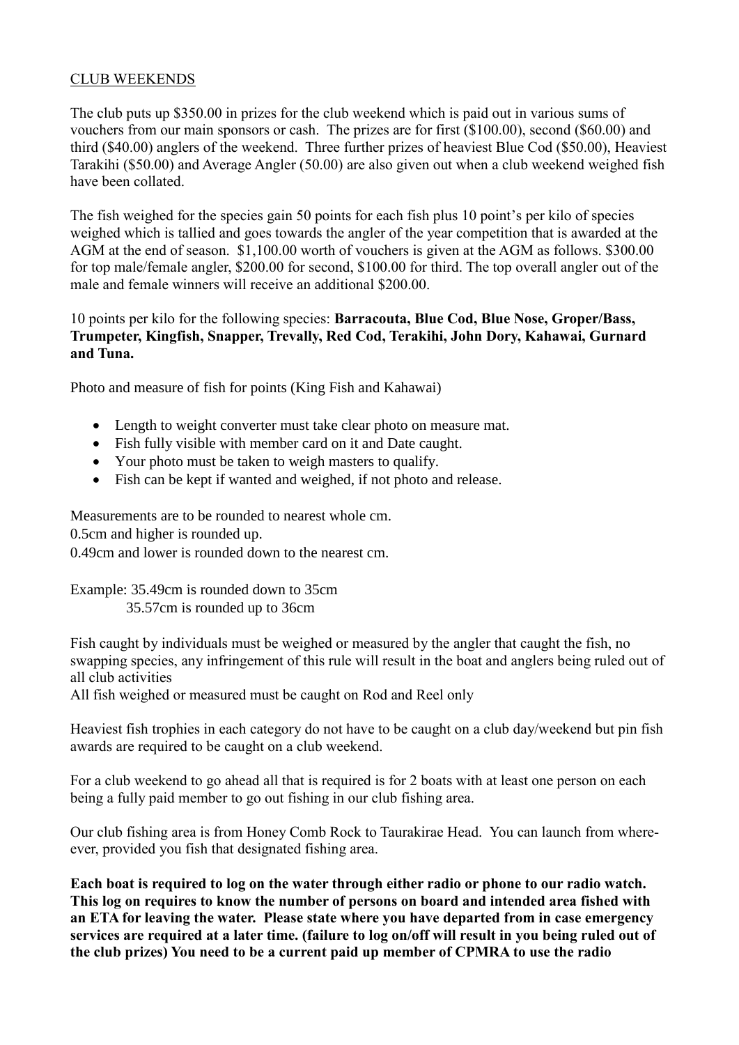## CLUB WEEKENDS

The club puts up $350.00 in prizes for the club weekend which is paid out in various sums of vouchers from our main sponsors or cash. The prizes are for first ($100.00), second ($60.00) and third ($40.00) anglers of the weekend. Three further prizes of heaviest Blue Cod ($50.00), Heaviest Tarakihi ($50.00) and Average Angler (50.00) are also given out when a club weekend weighed fish have been collated.

The fish weighed for the species gain 50 points for each fish plus 10 point's per kilo of species weighed which is tallied and goes towards the angler of the year competition that is awarded at the AGM at the end of season. $1,100.00 worth of vouchers is given at the AGM as follows. $300.00 for top male/female angler, $200.00 for second, $100.00 for third. The top overall angler out of the male and female winners will receive an additional $200.00.

10 points per kilo for the following species: **Barracouta, Blue Cod, Blue Nose, Groper/Bass, Trumpeter, Kingfish, Snapper, Trevally, Red Cod, Terakihi, John Dory, Kahawai, Gurnard and Tuna.**

Photo and measure of fish for points (King Fish and Kahawai)

- Length to weight converter must take clear photo on measure mat.
- Fish fully visible with member card on it and Date caught.
- Your photo must be taken to weigh masters to qualify.
- Fish can be kept if wanted and weighed, if not photo and release.

Measurements are to be rounded to nearest whole cm.
0.5cm and higher is rounded up.
0.49cm and lower is rounded down to the nearest cm.

Example: 35.49cm is rounded down to 35cm
35.57cm is rounded up to 36cm

Fish caught by individuals must be weighed or measured by the angler that caught the fish, no swapping species, any infringement of this rule will result in the boat and anglers being ruled out of all club activities
All fish weighed or measured must be caught on Rod and Reel only

Heaviest fish trophies in each category do not have to be caught on a club day/weekend but pin fish awards are required to be caught on a club weekend.

For a club weekend to go ahead all that is required is for 2 boats with at least one person on each being a fully paid member to go out fishing in our club fishing area.

Our club fishing area is from Honey Comb Rock to Taurakirae Head. You can launch from where-ever, provided you fish that designated fishing area.

**Each boat is required to log on the water through either radio or phone to our radio watch. This log on requires to know the number of persons on board and intended area fished with an ETA for leaving the water. Please state where you have departed from in case emergency services are required at a later time. (failure to log on/off will result in you being ruled out of the club prizes) You need to be a current paid up member of CPMRA to use the radio**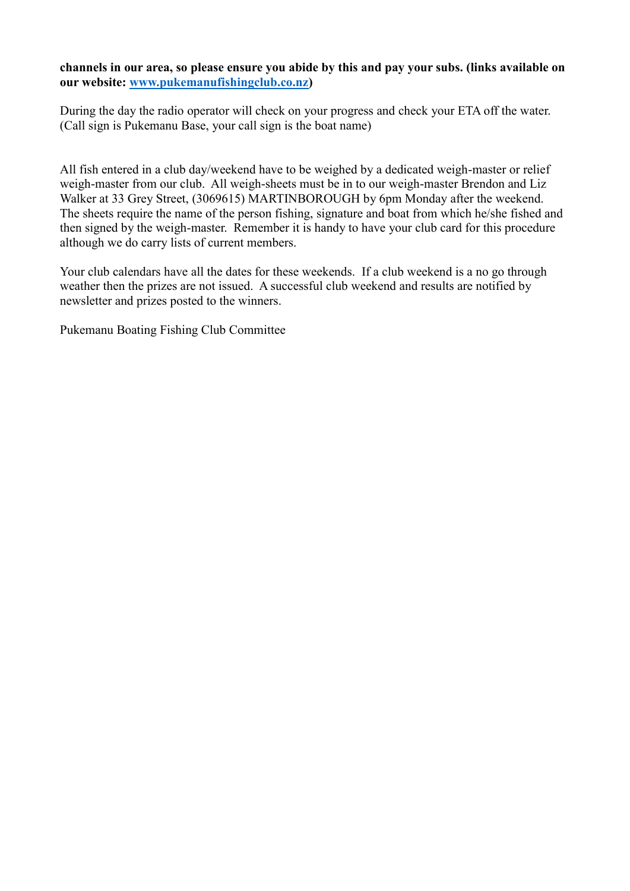**channels in our area, so please ensure you abide by this and pay your subs. (links available on our website: [www.pukemanufishingclub.co.nz](http://www.pukemanufishingclub.co.nz))**

During the day the radio operator will check on your progress and check your ETA off the water. (Call sign is Pukemanu Base, your call sign is the boat name)

All fish entered in a club day/weekend have to be weighed by a dedicated weigh-master or relief weigh-master from our club. All weigh-sheets must be in to our weigh-master Brendon and Liz Walker at 33 Grey Street, (3069615) MARTINBOROUGH by 6pm Monday after the weekend. The sheets require the name of the person fishing, signature and boat from which he/she fished and then signed by the weigh-master. Remember it is handy to have your club card for this procedure although we do carry lists of current members.

Your club calendars have all the dates for these weekends. If a club weekend is a no go through weather then the prizes are not issued. A successful club weekend and results are notified by newsletter and prizes posted to the winners.

Pukemanu Boating Fishing Club Committee